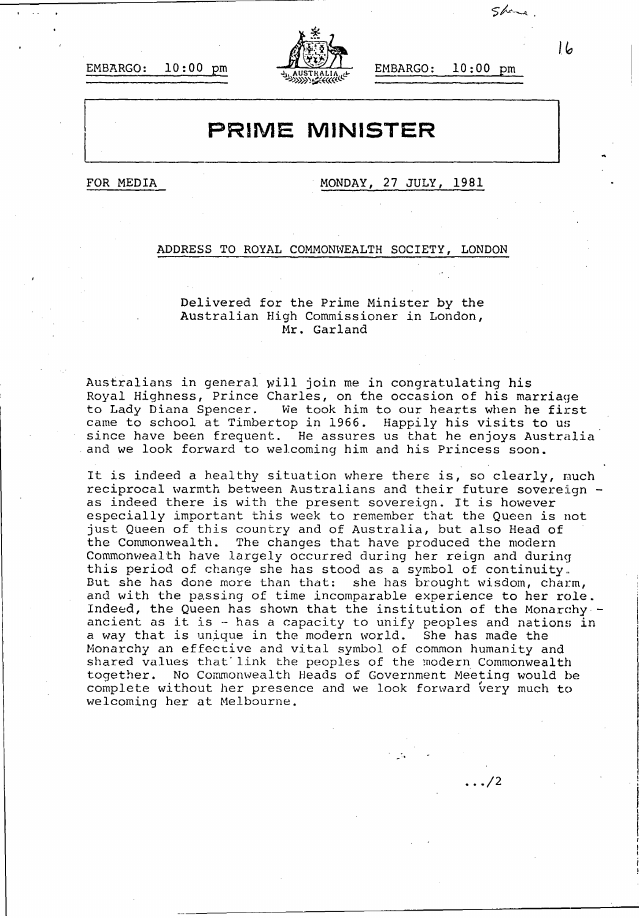EMBARGO: 10:00 pm EMBARGO: 10:00 pm

# PRIME MINISTER

FOR MEDIA MONDAY, 27 JULY, 1981

ADDRESS TO ROYAL COMMONWEALTH SOCIETY, LONDON

Delivered for the Prime Minister by the Australian High Commissioner in London, Mr. Garland

Australians in general will join me in congratulating his Royal Highness, Prince Charles, on the occasion of his marriage to Lady Diana Spencer. We took him to our hearts when he first came to school at Timbertop in 1966. Happily his visits to us since have been frequent. He assures us that he enjoys Australia and we look forward to welcoming him and his Princess soon.

It is indeed a healthy situation where there is, so clearly, much reciprocal warmth between Australians and their future sovereign - as indeed there is with the present sovereign. It is however especially important this week to remember that the Queen is not just Queen of this country and of Australia, but also Head of the Commonwealth. The changes that have produced the modern Commonwealth have largely occurred during her reign and during this period of change she has stood as a symbol of continuity. But she has done more than that: she has brought wisdom, charm, and with the passing of time incomparable experience to her role. Indeed, the Queen has shown that the institution of the Monarchy - ancient as it is - has a capacity to unify peoples and nations in a way that is unique in the modern world. She has made the Monarchy an effective and vital symbol of common humanity and shared values that link the peoples of the modern Commonwealth together. No Commonwealth Heads of Government Meeting would be complete without her presence and we look forward very much to welcoming her at Melbourne.

.../2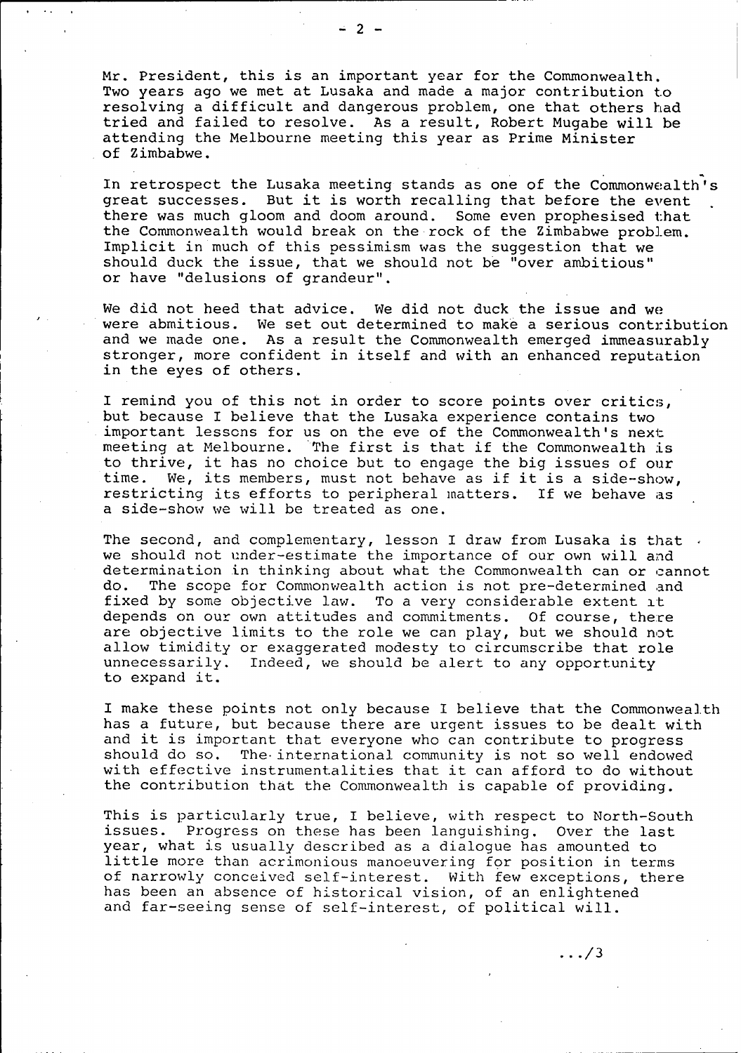Mr. President, this is an important year for the Commonwealth. Two years ago we met at Lusaka and made a major contribution to resolving a difficult and dangerous problem, one that others had tried and failed to resolve. As a result, Robert Mugabe will be attending the Melbourne meeting this year as Prime Minister of Zimbabwe.

In retrospect the Lusaka meeting stands as one of the Commonwealth's great successes. But it is worth recalling that before the event there was much gloom and doom around. Some even prophesised that the Commonwealth would break on the rock of the Zimbabwe problem. Implicit in much of this pessimism was the suggestion that we should duck the issue, that we should not be "over ambitious" or have "delusions of grandeur".

We did not heed that advice. We did not duck the issue and we were abmitious. We set out determined to make a serious contribution and we made one. As a result the Commonwealth emerged immeasurably stronger, more confident in itself and with an enhanced reputation in the eyes of others.

I remind you of this not in order to score points over critics, but because I believe that the Lusaka experience contains two important lessons for us on the eve of the Commonwealth's next meeting at Melbourne. The first is that if the Commonwealth is to thrive, it has no choice but to engage the big issues of our time. We, its members, must not behave as if it is a side-show, restricting its efforts to peripheral matters. If we behave as a side-show we will be treated as one.

The second, and complementary, lesson I draw from Lusaka is that we should not under-estimate the importance of our own will and determination in thinking about what the Commonwealth can or cannot do. The scope for Commonwealth action is not pre-determined and fixed by some objective law. To a very considerable extent it depends on our own attitudes and commitments. Of course, there are objective limits to the role we can play, but we should not allow timidity or exaggerated modesty to circumscribe that role unnecessarily. Indeed, we should be alert to any opportunity to expand it.

I make these points not only because I believe that the Commonwealth has a future, but because there are urgent issues to be dealt with and it is important that everyone who can contribute to progress should do so. The international community is not so well endowed with effective instrumentalities that it can afford to do without the contribution that the Commonwealth is capable of providing.

This is particularly true, I believe, with respect to North-South issues. Progress on these has been languishing. Over the last year, what is usually described as a dialogue has amounted to little more than acrimonious manoeuvering for position in terms of narrowly conceived self-interest. With few exceptions, there has been an absence of historical vision, of an enlightened and far-seeing sense of self-interest, of political will.

.../3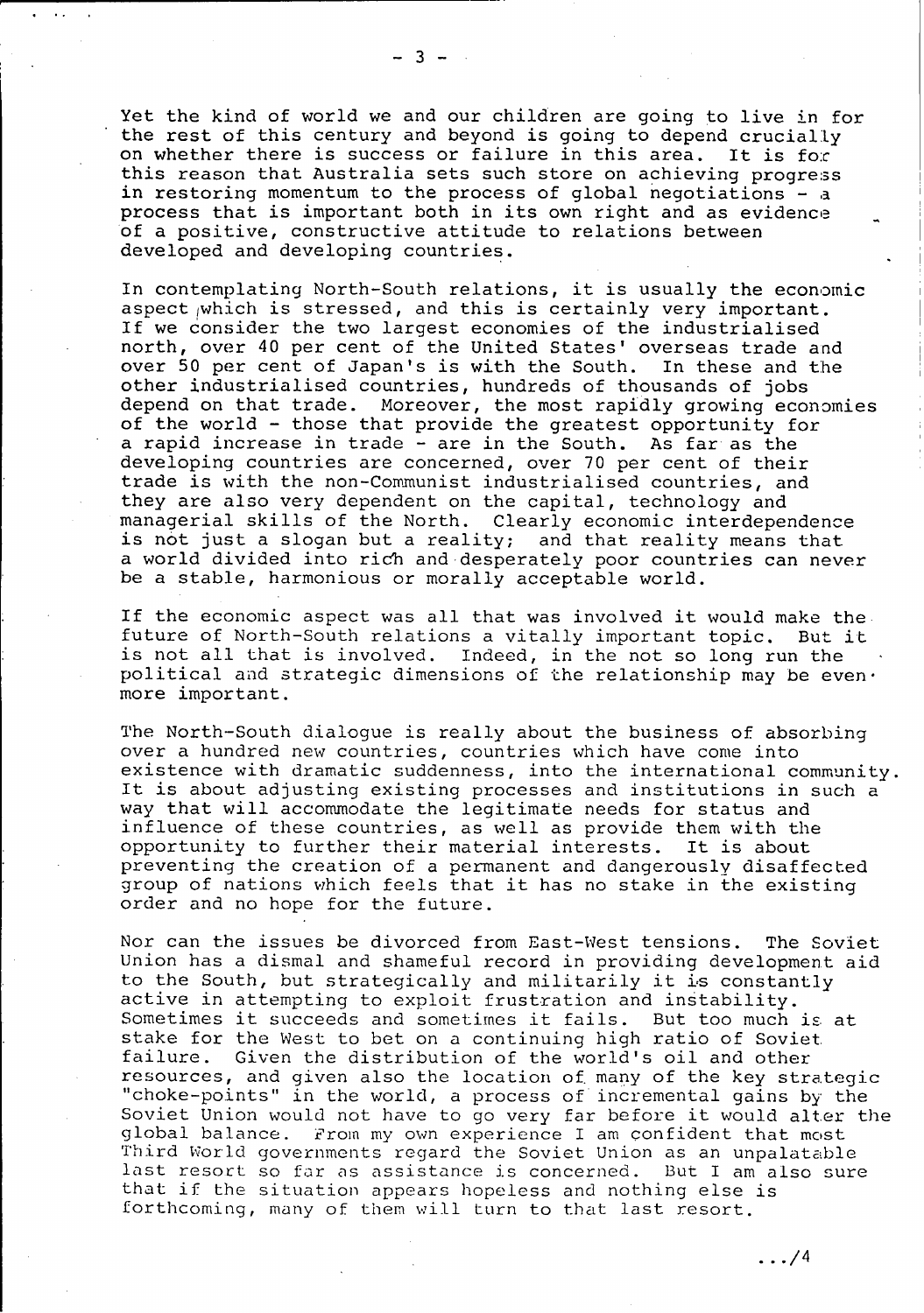Yet the kind of world we and our children are going to live in for the rest of this century and beyond is going to depend crucially on whether there is success or failure in this area. It is for this reason that Australia sets such store on achieving progress in restoring momentum to the process of global negotiations - a process that is important both in its own right and as evidence of a positive, constructive attitude to relations between developed and developing countries.

In contemplating North-South relations, it is usually the economic aspect which is stressed, and this is certainly very important. If we consider the two largest economies of the industrialised north, over 40 per cent of the United States' overseas trade and over 50 per cent of Japan's is with the South. In these and the other industrialised countries, hundreds of thousands of jobs depend on that trade. Moreover, the most rapidly growing economies of the world - those that provide the greatest opportunity for a rapid increase in trade - are in the South. As far as the developing countries are concerned, over 70 per cent of their trade is with the non-Communist industrialised countries, and they are also very dependent on the capital, technology and managerial skills of the North. Clearly economic interdependence is not just a slogan but a reality; and that reality means that a world divided into rich and desperately poor countries can never be a stable, harmonious or morally acceptable world.

If the economic aspect was all that was involved it would make the future of North-South relations a vitally important topic. But it is not all that is involved. Indeed, in the not so long run the political and strategic dimensions of the relationship may be even more important.

The North-South dialogue is really about the business of absorbing over a hundred new countries, countries which have come into existence with dramatic suddenness, into the international community. It is about adjusting existing processes and institutions in such a way that will accommodate the legitimate needs for status and influence of these countries, as well as provide them with the opportunity to further their material interests. It is about preventing the creation of a permanent and dangerously disaffected group of nations which feels that it has no stake in the existing order and no hope for the future.

Nor can the issues be divorced from East-West tensions. The Soviet Union has a dismal and shameful record in providing development aid to the South, but strategically and militarily it is constantly active in attempting to exploit frustration and instability. Sometimes it succeeds and sometimes it fails. But too much is at stake for the West to bet on a continuing high ratio of Soviet failure. Given the distribution of the world's oil and other resources, and given also the location of many of the key strategic "choke-points" in the world, a process of incremental gains by the Soviet Union would not have to go very far before it would alter the global balance. From my own experience I am confident that most Third World governments regard the Soviet Union as an unpalatable last resort so far as assistance is concerned. But I am also sure that if the situation appears hopeless and nothing else is forthcoming, many of them will turn to that last resort.

.../4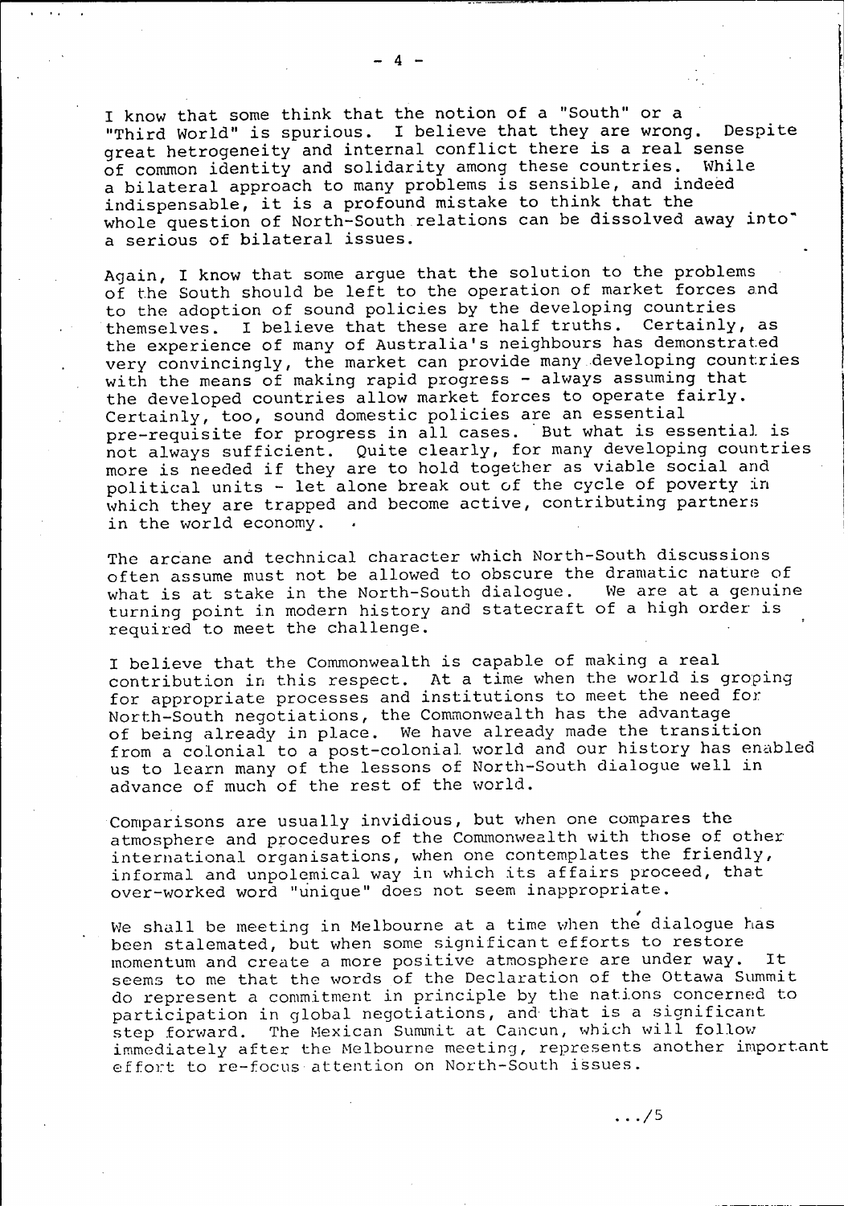I know that some think that the notion of a "South" or a "Third World" is spurious. I believe that they are wrong. Despite great heterogeneity and internal conflict there is a real sense of common identity and solidarity among these countries. While a bilateral approach to many problems is sensible, and indeed indispensable, it is a profound mistake to think that the whole question of North-South relations can be dissolved away into a serious of bilateral issues.

Again, I know that some argue that the solution to the problems of the South should be left to the operation of market forces and to the adoption of sound policies by the developing countries themselves. I believe that these are half truths. Certainly, as the experience of many of Australia's neighbours has demonstrated very convincingly, the market can provide many developing countries with the means of making rapid progress - always assuming that the developed countries allow market forces to operate fairly. Certainly, too, sound domestic policies are an essential pre-requisite for progress in all cases. But what is essential is not always sufficient. Quite clearly, for many developing countries more is needed if they are to hold together as viable social and political units - let alone break out of the cycle of poverty in which they are trapped and become active, contributing partners in the world economy.

The arcane and technical character which North-South discussions often assume must not be allowed to obscure the dramatic nature of what is at stake in the North-South dialogue. We are at a genuine turning point in modern history and statecraft of a high order is required to meet the challenge.

I believe that the Commonwealth is capable of making a real contribution in this respect. At a time when the world is groping for appropriate processes and institutions to meet the need for North-South negotiations, the Commonwealth has the advantage of being already in place. We have already made the transition from a colonial to a post-colonial world and our history has enabled us to learn many of the lessons of North-South dialogue well in advance of much of the rest of the world.

Comparisons are usually invidious, but when one compares the atmosphere and procedures of the Commonwealth with those of other international organisations, when one contemplates the friendly, informal and unpolemical way in which its affairs proceed, that over-worked word "unique" does not seem inappropriate.

We shall be meeting in Melbourne at a time when the dialogue has been stalemated, but when some significant efforts to restore momentum and create a more positive atmosphere are under way. It seems to me that the words of the Declaration of the Ottawa Summit do represent a commitment in principle by the nations concerned to participation in global negotiations, and that is a significant step forward. The Mexican Summit at Cancun, which will follow immediately after the Melbourne meeting, represents another important effort to re-focus attention on North-South issues.

.../5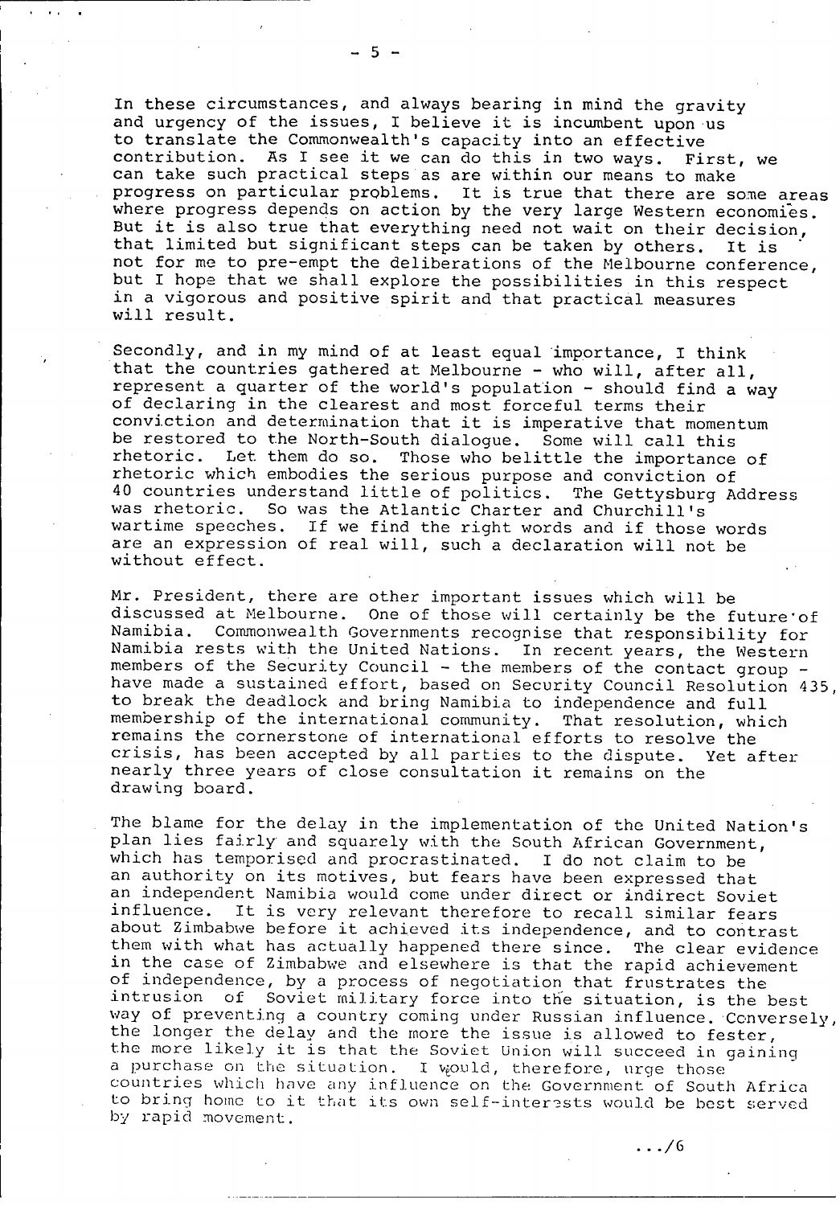In these circumstances, and always bearing in mind the gravity and urgency of the issues, I believe it is incumbent upon us to translate the Commonwealth's capacity into an effective contribution. As I see it we can do this in two ways. First, we can take such practical steps as are within our means to make progress on particular problems. It is true that there are some areas where progress depends on action by the very large Western economies. But it is also true that everything need not wait on their decision, that limited but significant steps can be taken by others. It is not for me to pre-empt the deliberations of the Melbourne conference, but I hope that we shall explore the possibilities in this respect in a vigorous and positive spirit and that practical measures will result.

Secondly, and in my mind of at least equal importance, I think that the countries gathered at Melbourne - who will, after all, represent a quarter of the world's population - should find a way of declaring in the clearest and most forceful terms their conviction and determination that it is imperative that momentum be restored to the North-South dialogue. Some will call this rhetoric. Let them do so. Those who belittle the importance of rhetoric which embodies the serious purpose and conviction of 40 countries understand little of politics. The Gettysburg Address was rhetoric. So was the Atlantic Charter and Churchill's wartime speeches. If we find the right words and if those words are an expression of real will, such a declaration will not be without effect.

Mr. President, there are other important issues which will be discussed at Melbourne. One of those will certainly be the future of Namibia. Commonwealth Governments recognise that responsibility for Namibia rests with the United Nations. In recent years, the Western members of the Security Council - the members of the contact group - have made a sustained effort, based on Security Council Resolution 435, to break the deadlock and bring Namibia to independence and full membership of the international community. That resolution, which remains the cornerstone of international efforts to resolve the crisis, has been accepted by all parties to the dispute. Yet after nearly three years of close consultation it remains on the drawing board.

The blame for the delay in the implementation of the United Nation's plan lies fairly and squarely with the South African Government, which has temporised and procrastinated. I do not claim to be an authority on its motives, but fears have been expressed that an independent Namibia would come under direct or indirect Soviet influence. It is very relevant therefore to recall similar fears about Zimbabwe before it achieved its independence, and to contrast them with what has actually happened there since. The clear evidence in the case of Zimbabwe and elsewhere is that the rapid achievement of independence, by a process of negotiation that frustrates the intrusion of Soviet military force into the situation, is the best way of preventing a country coming under Russian influence. Conversely, the longer the delay and the more the issue is allowed to fester, the more likely it is that the Soviet Union will succeed in gaining a purchase on the situation. I would, therefore, urge those countries which have any influence on the Government of South Africa to bring home to it that its own self-interests would be best served by rapid movement.

.../6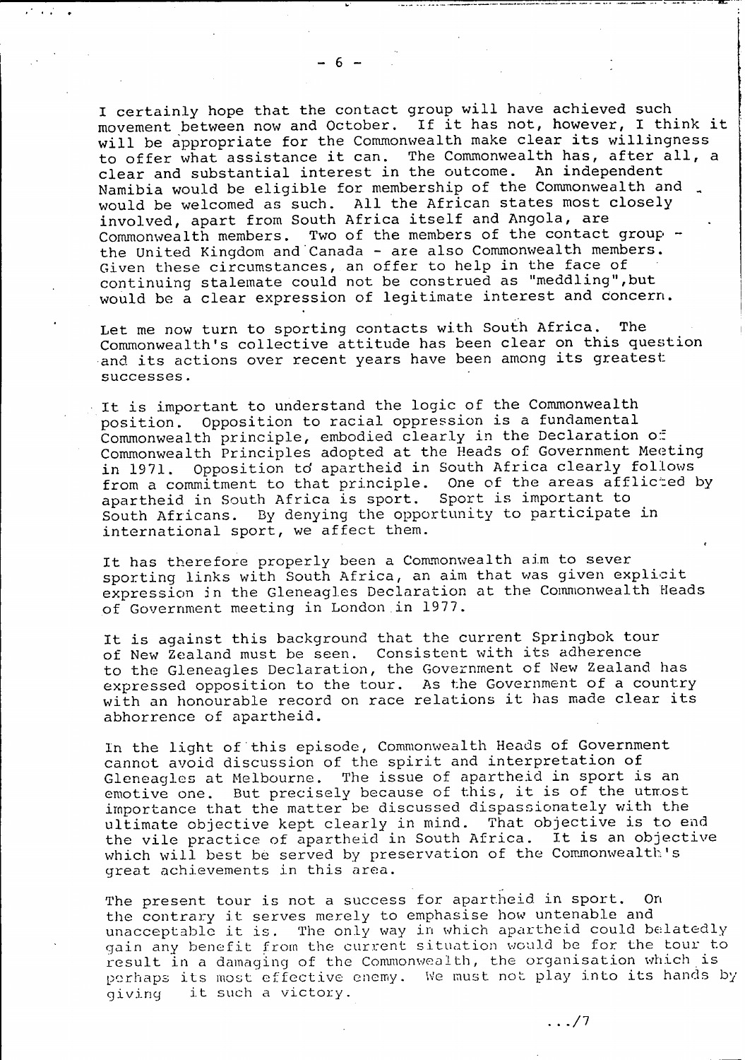I certainly hope that the contact group will have achieved such movement between now and October. If it has not, however, I think it will be appropriate for the Commonwealth make clear its willingness to offer what assistance it can. The Commonwealth has, after all, a clear and substantial interest in the outcome. An independent Namibia would be eligible for membership of the Commonwealth and would be welcomed as such. All the African states most closely involved, apart from South Africa itself and Angola, are Commonwealth members. Two of the members of the contact group - the United Kingdom and Canada - are also Commonwealth members. Given these circumstances, an offer to help in the face of continuing stalemate could not be construed as "meddling", but would be a clear expression of legitimate interest and concern.

Let me now turn to sporting contacts with South Africa. The Commonwealth's collective attitude has been clear on this question and its actions over recent years have been among its greatest successes.

It is important to understand the logic of the Commonwealth position. Opposition to racial oppression is a fundamental Commonwealth principle, embodied clearly in the Declaration of Commonwealth Principles adopted at the Heads of Government Meeting in 1971. Opposition to apartheid in South Africa clearly follows from a commitment to that principle. One of the areas afflicted by apartheid in South Africa is sport. Sport is important to South Africans. By denying the opportunity to participate in international sport, we affect them.

It has therefore properly been a Commonwealth aim to sever sporting links with South Africa, an aim that was given explicit expression in the Gleneagles Declaration at the Commonwealth Heads of Government meeting in London in 1977.

It is against this background that the current Springbok tour of New Zealand must be seen. Consistent with its adherence to the Gleneagles Declaration, the Government of New Zealand has expressed opposition to the tour. As the Government of a country with an honourable record on race relations it has made clear its abhorrence of apartheid.

In the light of this episode, Commonwealth Heads of Government cannot avoid discussion of the spirit and interpretation of Gleneagles at Melbourne. The issue of apartheid in sport is an emotive one. But precisely because of this, it is of the utmost importance that the matter be discussed dispassionately with the ultimate objective kept clearly in mind. That objective is to end the vile practice of apartheid in South Africa. It is an objective which will best be served by preservation of the Commonwealth's great achievements in this area.

The present tour is not a success for apartheid in sport. On the contrary it serves merely to emphasise how untenable and unacceptable it is. The only way in which apartheid could belatedly gain any benefit from the current situation would be for the tour to result in a damaging of the Commonwealth, the organisation which is perhaps its most effective enemy. We must not play into its hands by giving it such a victory.

.../7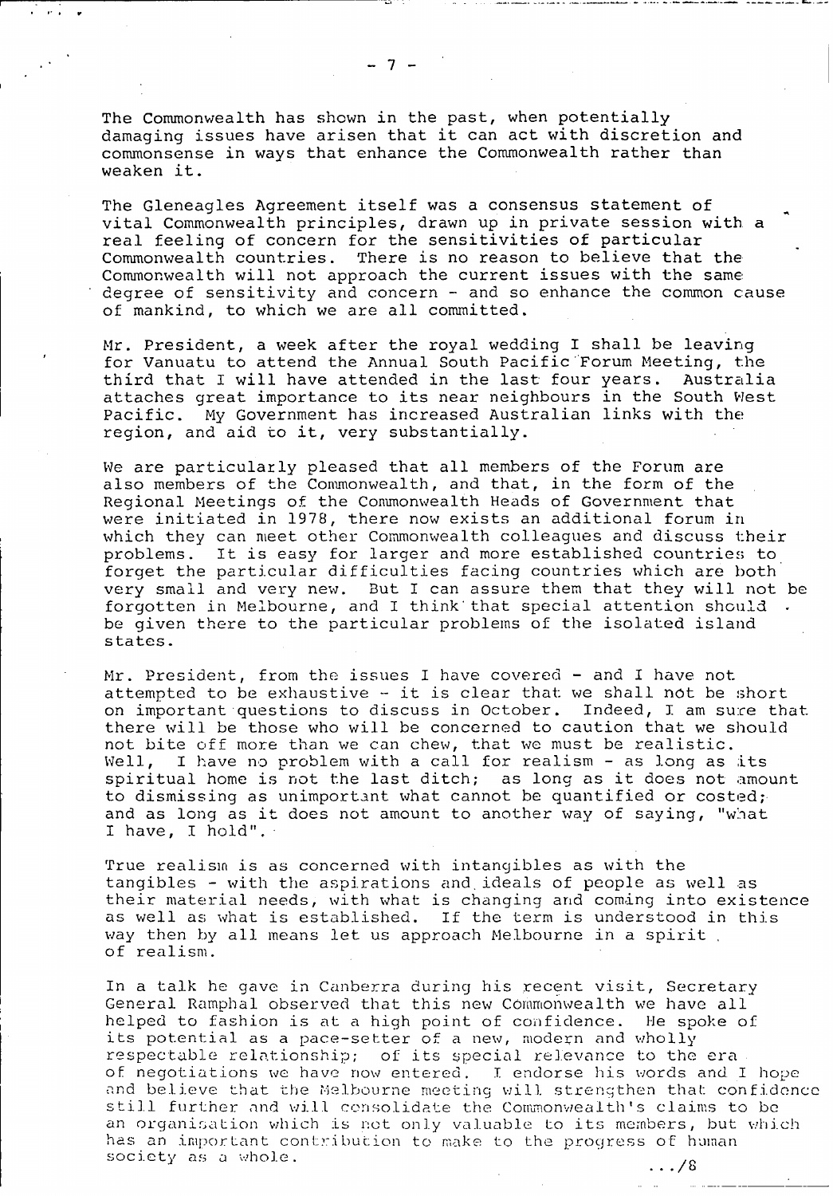The Commonwealth has shown in the past, when potentially damaging issues have arisen that it can act with discretion and commonsense in ways that enhance the Commonwealth rather than weaken it.

The Gleneagles Agreement itself was a consensus statement of vital Commonwealth principles, drawn up in private session with a real feeling of concern for the sensitivities of particular Commonwealth countries. There is no reason to believe that the Commonwealth will not approach the current issues with the same degree of sensitivity and concern - and so enhance the common cause of mankind, to which we are all committed.

Mr. President, a week after the royal wedding I shall be leaving for Vanuatu to attend the Annual South Pacific Forum Meeting, the third that I will have attended in the last four years. Australia attaches great importance to its near neighbours in the South West Pacific. My Government has increased Australian links with the region, and aid to it, very substantially.

We are particularly pleased that all members of the Forum are also members of the Commonwealth, and that, in the form of the Regional Meetings of the Commonwealth Heads of Government that were initiated in 1978, there now exists an additional forum in which they can meet other Commonwealth colleagues and discuss their problems. It is easy for larger and more established countries to forget the particular difficulties facing countries which are both very small and very new. But I can assure them that they will not be forgotten in Melbourne, and I think that special attention should be given there to the particular problems of the isolated island states.

Mr. President, from the issues I have covered - and I have not attempted to be exhaustive - it is clear that we shall not be short on important questions to discuss in October. Indeed, I am sure that there will be those who will be concerned to caution that we should not bite off more than we can chew, that we must be realistic. Well, I have no problem with a call for realism - as long as its spiritual home is not the last ditch; as long as it does not amount to dismissing as unimportant what cannot be quantified or costed; and as long as it does not amount to another way of saying, "what I have, I hold".

True realism is as concerned with intangibles as with the tangibles - with the aspirations and ideals of people as well as their material needs, with what is changing and coming into existence as well as what is established. If the term is understood in this way then by all means let us approach Melbourne in a spirit of realism.

In a talk he gave in Canberra during his recent visit, Secretary General Ramphal observed that this new Commonwealth we have all helped to fashion is at a high point of confidence. He spoke of its potential as a pace-setter of a new, modern and wholly respectable relationship; of its special relevance to the era of negotiations we have now entered. I endorse his words and I hope and believe that the Melbourne meeting will strengthen that confidence still further and will consolidate the Commonwealth's claims to be an organisation which is not only valuable to its members, but which has an important contribution to make to the progress of human society as a whole.

.../8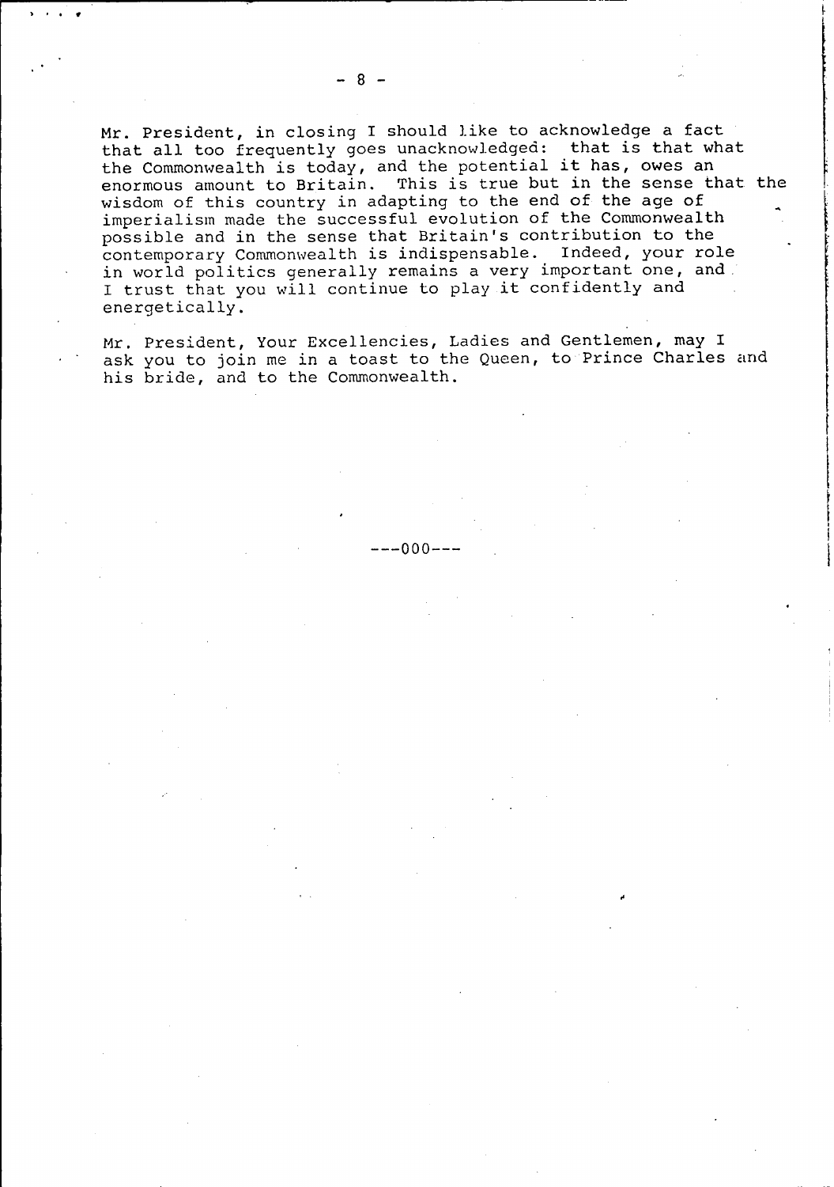Mr. President, in closing I should like to acknowledge a fact that all too frequently goes unacknowledged: that is that what the Commonwealth is today, and the potential it has, owes an enormous amount to Britain. This is true but in the sense that the wisdom of this country in adapting to the end of the age of imperialism made the successful evolution of the Commonwealth possible and in the sense that Britain's contribution to the contemporary Commonwealth is indispensable. Indeed, your role in world politics generally remains a very important one, and I trust that you will continue to play it confidently and energetically.

Mr. President, Your Excellencies, Ladies and Gentlemen, may I ask you to join me in a toast to the Queen, to Prince Charles and his bride, and to the Commonwealth.

---000---